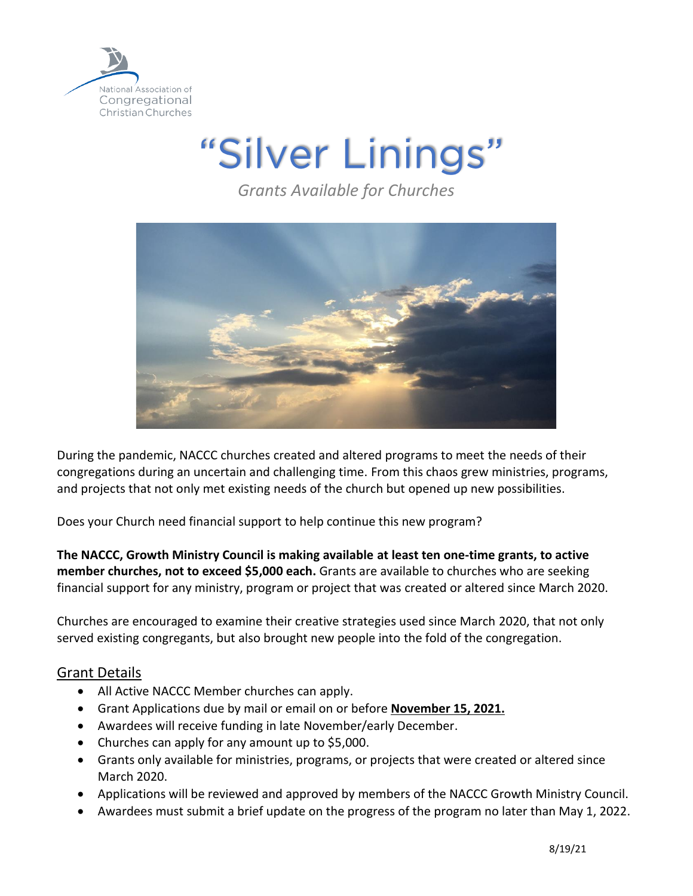National Association of Congregational Christian Churches

# "Silver Linings"

*Grants Available for Churches*

During the pandemic, NACCC churches created and altered programs to meet the needs of their congregations during an uncertain and challenging time. From this chaos grew ministries, programs, and projects that not only met existing needs of the church but opened up new possibilities.

Does your Church need financial support to help continue this new program?

**The NACCC, Growth Ministry Council is making available at least ten one-time grants, to active member churches, not to exceed $5,000 each.** Grants are available to churches who are seeking financial support for any ministry, program or project that was created or altered since March 2020.

Churches are encouraged to examine their creative strategies used since March 2020, that not only served existing congregants, but also brought new people into the fold of the congregation.

## Grant Details

- All Active NACCC Member churches can apply.
- Grant Applications due by mail or email on or before **November 15, 2021.**
- Awardees will receive funding in late November/early December.
- Churches can apply for any amount up to $5,000.
- Grants only available for ministries, programs, or projects that were created or altered since March 2020.
- Applications will be reviewed and approved by members of the NACCC Growth Ministry Council.
- Awardees must submit a brief update on the progress of the program no later than May 1, 2022.

8/19/21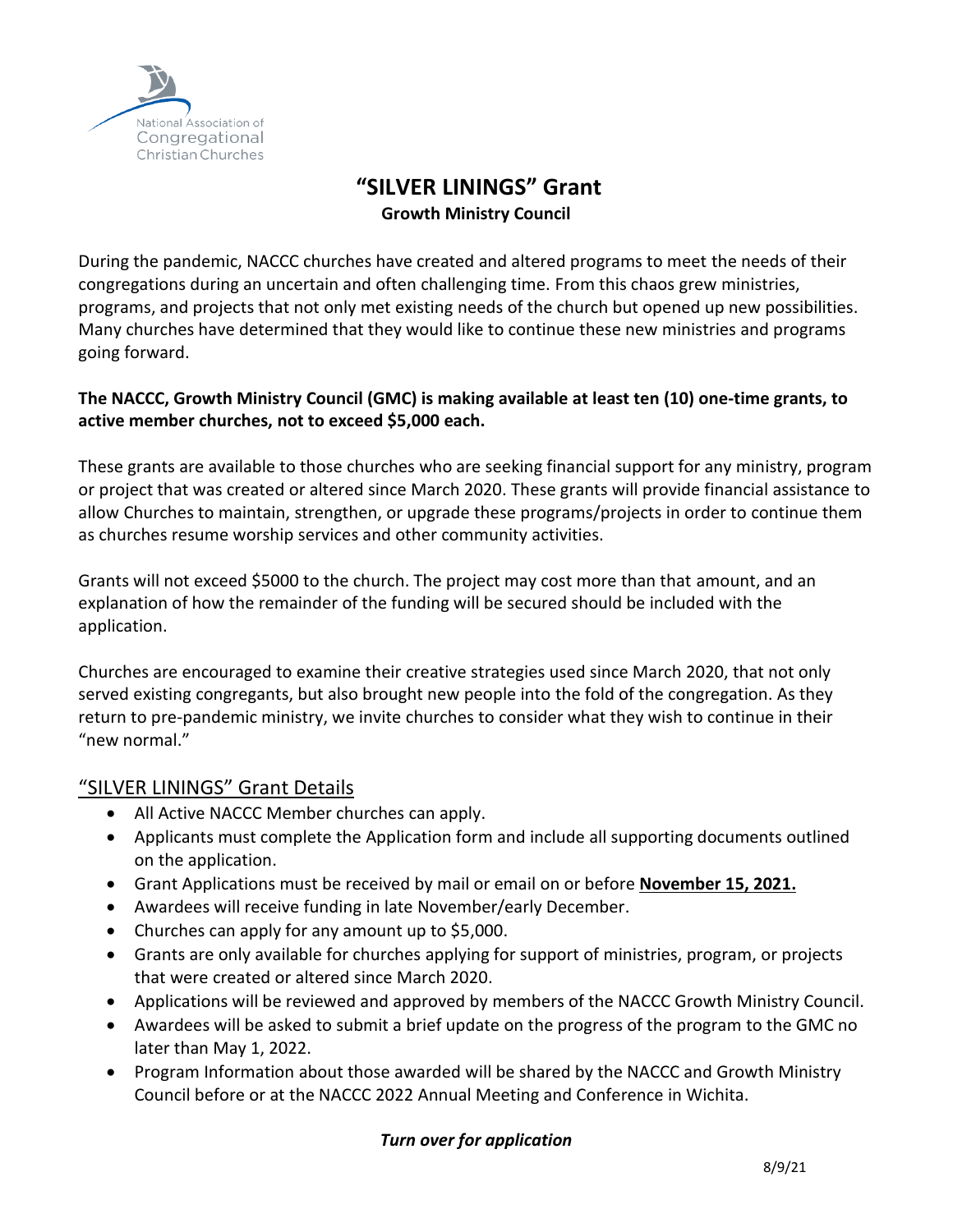National Association of Congregational Christian Churches

# "SILVER LININGS" Grant

### Growth Ministry Council

During the pandemic, NACCC churches have created and altered programs to meet the needs of their congregations during an uncertain and often challenging time. From this chaos grew ministries, programs, and projects that not only met existing needs of the church but opened up new possibilities. Many churches have determined that they would like to continue these new ministries and programs going forward.

**The NACCC, Growth Ministry Council (GMC) is making available at least ten (10) one-time grants, to active member churches, not to exceed $5,000 each.**

These grants are available to those churches who are seeking financial support for any ministry, program or project that was created or altered since March 2020. These grants will provide financial assistance to allow Churches to maintain, strengthen, or upgrade these programs/projects in order to continue them as churches resume worship services and other community activities.

Grants will not exceed $5000 to the church. The project may cost more than that amount, and an explanation of how the remainder of the funding will be secured should be included with the application.

Churches are encouraged to examine their creative strategies used since March 2020, that not only served existing congregants, but also brought new people into the fold of the congregation. As they return to pre-pandemic ministry, we invite churches to consider what they wish to continue in their "new normal."

## "SILVER LININGS" Grant Details

- All Active NACCC Member churches can apply.
- Applicants must complete the Application form and include all supporting documents outlined on the application.
- Grant Applications must be received by mail or email on or before **November 15, 2021.**
- Awardees will receive funding in late November/early December.
- Churches can apply for any amount up to $5,000.
- Grants are only available for churches applying for support of ministries, program, or projects that were created or altered since March 2020.
- Applications will be reviewed and approved by members of the NACCC Growth Ministry Council.
- Awardees will be asked to submit a brief update on the progress of the program to the GMC no later than May 1, 2022.
- Program Information about those awarded will be shared by the NACCC and Growth Ministry Council before or at the NACCC 2022 Annual Meeting and Conference in Wichita.

***Turn over for application***

8/9/21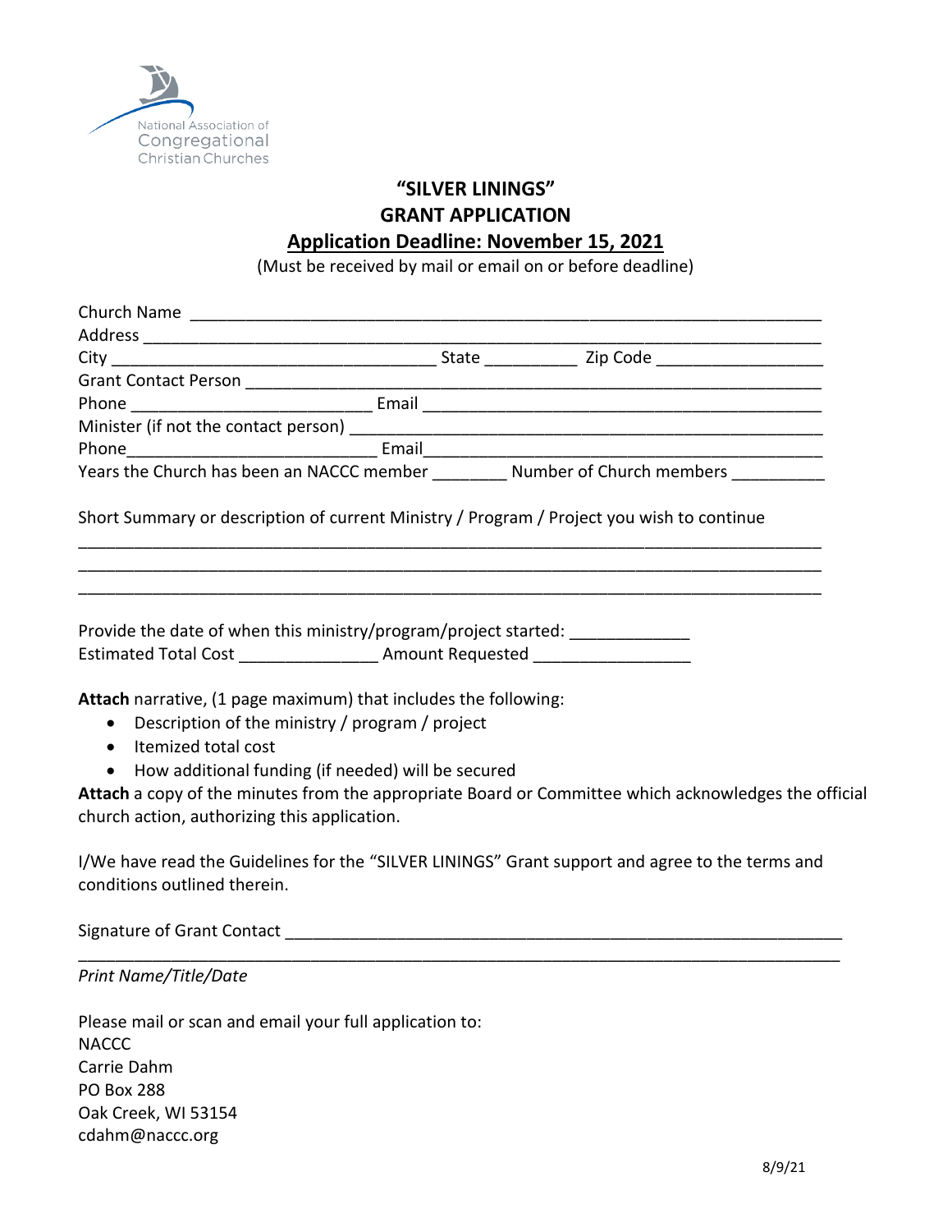National Association of Congregational Christian Churches

# "SILVER LININGS" GRANT APPLICATION

## Application Deadline: November 15, 2021

(Must be received by mail or email on or before deadline)

Church Name ______________________________________________________________________

Address __________________________________________________________________________

City ___________________________________ State __________ Zip Code __________________

Grant Contact Person _______________________________________________________________

Phone __________________________ Email _____________________________________________

Minister (if not the contact person) ___________________________________________________

Phone__________________________ Email______________________________________________

Years the Church has been an NACCC member ________ Number of Church members __________

Short Summary or description of current Ministry / Program / Project you wish to continue

__________________________________________________________________________________

__________________________________________________________________________________

__________________________________________________________________________________

Provide the date of when this ministry/program/project started: _____________

Estimated Total Cost _______________ Amount Requested _________________

**Attach** narrative, (1 page maximum) that includes the following:

- Description of the ministry / program / project
- Itemized total cost
- How additional funding (if needed) will be secured

**Attach** a copy of the minutes from the appropriate Board or Committee which acknowledges the official church action, authorizing this application.

I/We have read the Guidelines for the "SILVER LININGS" Grant support and agree to the terms and conditions outlined therein.

Signature of Grant Contact _______________________________________________________________

__________________________________________________________________________________

*Print Name/Title/Date*

Please mail or scan and email your full application to:
NACCC
Carrie Dahm
PO Box 288
Oak Creek, WI 53154
cdahm@naccc.org

8/9/21